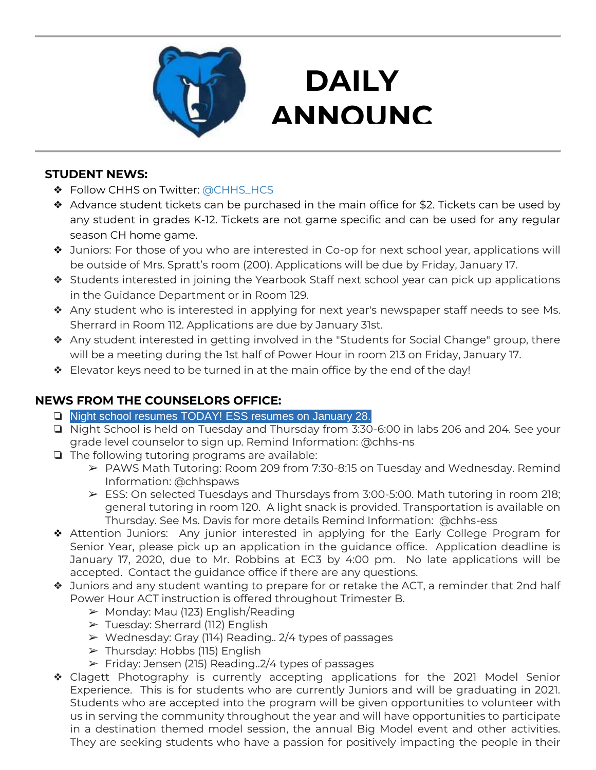# DAILY ANNOUNC

## STUDENT NEWS:

- Follow CHHS on Twitter: @CHHS_HCS
- Advance student tickets can be purchased in the main office for $2. Tickets can be used by any student in grades K-12. Tickets are not game specific and can be used for any regular season CH home game.
- Juniors: For those of you who are interested in Co-op for next school year, applications will be outside of Mrs. Spratt's room (200). Applications will be due by Friday, January 17.
- Students interested in joining the Yearbook Staff next school year can pick up applications in the Guidance Department or in Room 129.
- Any student who is interested in applying for next year's newspaper staff needs to see Ms. Sherrard in Room 112. Applications are due by January 31st.
- Any student interested in getting involved in the "Students for Social Change" group, there will be a meeting during the 1st half of Power Hour in room 213 on Friday, January 17.
- Elevator keys need to be turned in at the main office by the end of the day!

## NEWS FROM THE COUNSELORS OFFICE:

- Night school resumes TODAY! ESS resumes on January 28.
- Night School is held on Tuesday and Thursday from 3:30-6:00 in labs 206 and 204. See your grade level counselor to sign up. Remind Information: @chhs-ns
- The following tutoring programs are available:
  - PAWS Math Tutoring: Room 209 from 7:30-8:15 on Tuesday and Wednesday. Remind Information: @chhspaws
  - ESS: On selected Tuesdays and Thursdays from 3:00-5:00. Math tutoring in room 218; general tutoring in room 120. A light snack is provided. Transportation is available on Thursday. See Ms. Davis for more details Remind Information: @chhs-ess
- Attention Juniors: Any junior interested in applying for the Early College Program for Senior Year, please pick up an application in the guidance office. Application deadline is January 17, 2020, due to Mr. Robbins at EC3 by 4:00 pm. No late applications will be accepted. Contact the guidance office if there are any questions.
- Juniors and any student wanting to prepare for or retake the ACT, a reminder that 2nd half Power Hour ACT instruction is offered throughout Trimester B.
  - Monday: Mau (123) English/Reading
  - Tuesday: Sherrard (112) English
  - Wednesday: Gray (114) Reading.. 2/4 types of passages
  - Thursday: Hobbs (115) English
  - Friday: Jensen (215) Reading..2/4 types of passages
- Clagett Photography is currently accepting applications for the 2021 Model Senior Experience. This is for students who are currently Juniors and will be graduating in 2021. Students who are accepted into the program will be given opportunities to volunteer with us in serving the community throughout the year and will have opportunities to participate in a destination themed model session, the annual Big Model event and other activities. They are seeking students who have a passion for positively impacting the people in their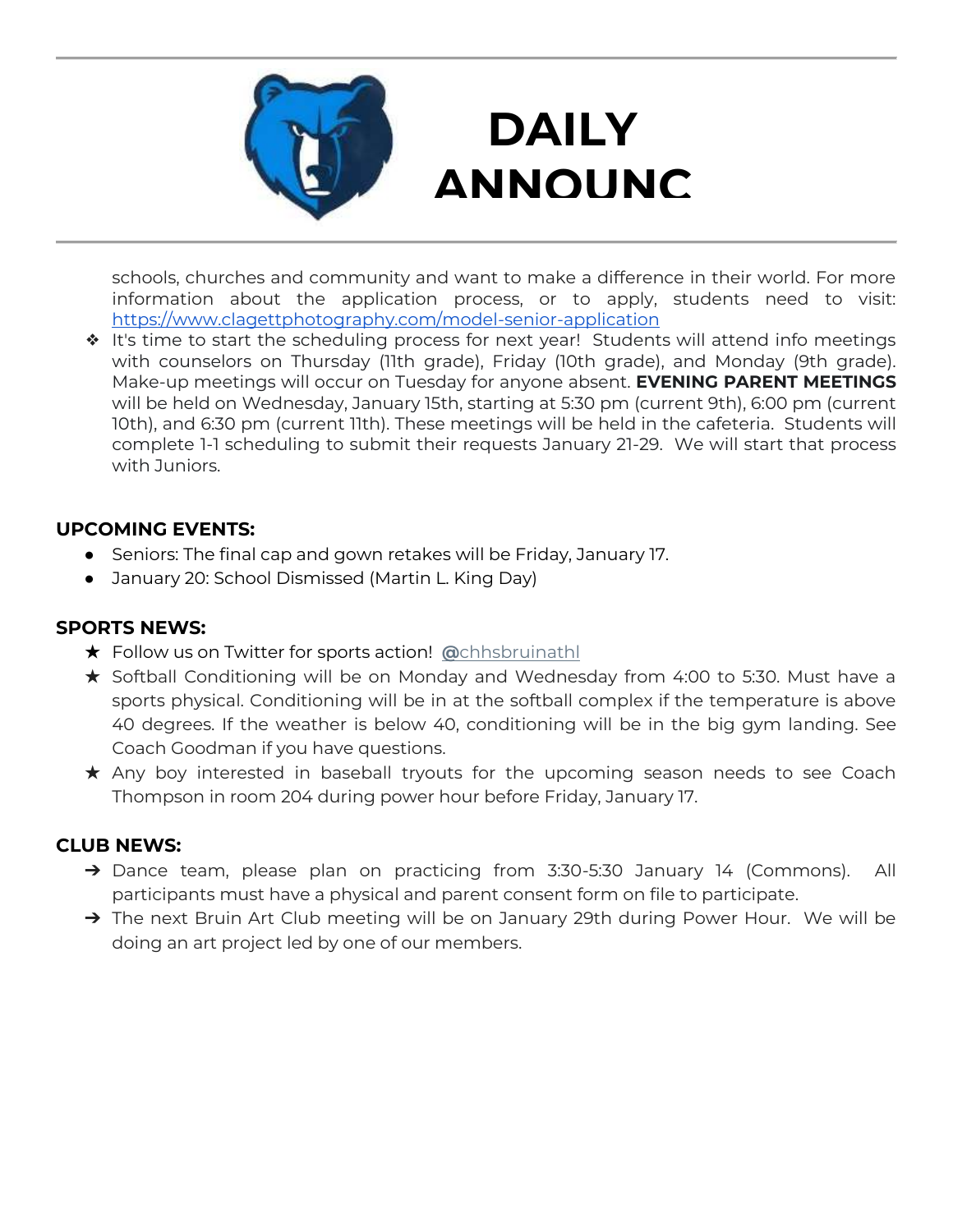schools, churches and community and want to make a difference in their world. For more information about the application process, or to apply, students need to visit: [https://www.clagettphotography.com/model-senior-application](https://www.clagettphotography.com/model-senior-application)

- It's time to start the scheduling process for next year! Students will attend info meetings with counselors on Thursday (11th grade), Friday (10th grade), and Monday (9th grade). Make-up meetings will occur on Tuesday for anyone absent. **EVENING PARENT MEETINGS** will be held on Wednesday, January 15th, starting at 5:30 pm (current 9th), 6:00 pm (current 10th), and 6:30 pm (current 11th). These meetings will be held in the cafeteria. Students will complete 1-1 scheduling to submit their requests January 21-29. We will start that process with Juniors.

### UPCOMING EVENTS:

- Seniors: The final cap and gown retakes will be Friday, January 17.
- January 20: School Dismissed (Martin L. King Day)

### SPORTS NEWS:

- Follow us on Twitter for sports action! @chhsbruinathl
- Softball Conditioning will be on Monday and Wednesday from 4:00 to 5:30. Must have a sports physical. Conditioning will be in at the softball complex if the temperature is above 40 degrees. If the weather is below 40, conditioning will be in the big gym landing. See Coach Goodman if you have questions.
- Any boy interested in baseball tryouts for the upcoming season needs to see Coach Thompson in room 204 during power hour before Friday, January 17.

### CLUB NEWS:

- Dance team, please plan on practicing from 3:30-5:30 January 14 (Commons). All participants must have a physical and parent consent form on file to participate.
- The next Bruin Art Club meeting will be on January 29th during Power Hour. We will be doing an art project led by one of our members.